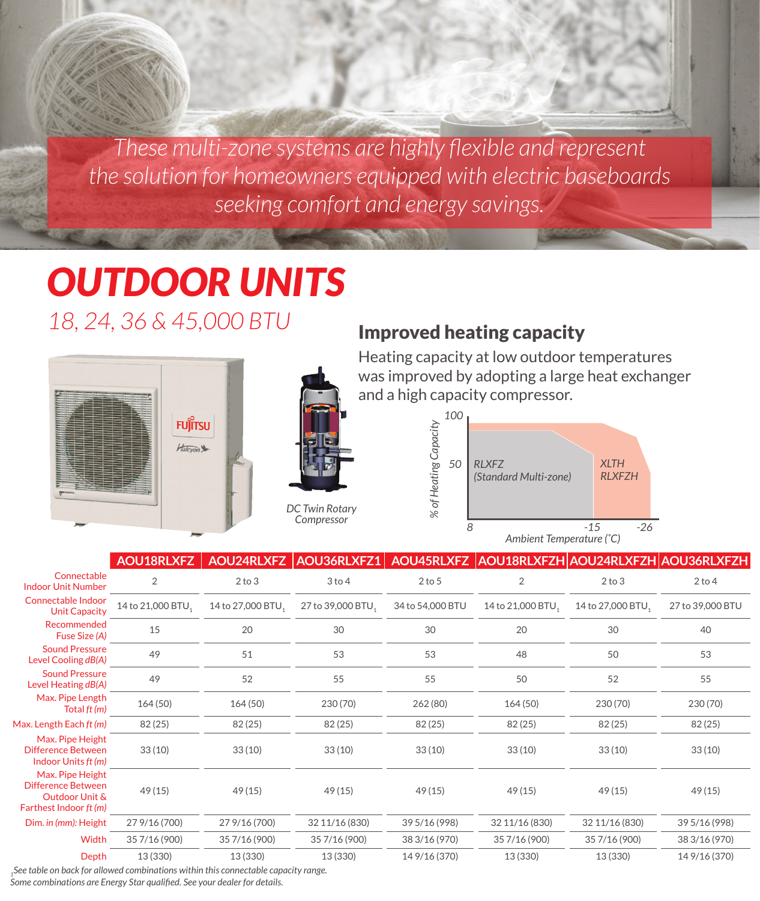*These multi-zone systems are highly flexible and represent the solution for homeowners equipped with electric baseboards seeking comfort and energy savings.*

# OUTDOOR UNITS

*18, 24, 36 & 45,000 BTU*

DC Twin Rotary Compressor

## Improved heating capacity

Heating capacity at low outdoor temperatures was improved by adopting a large heat exchanger and a high capacity compressor.

|  | AOU18RLXFZ | AOU24RLXFZ | AOU36RLXFZ1 | AOU45RLXFZ | AOU18RLXFZH | AOU24RLXFZH | AOU36RLXFZH |
|---|---|---|---|---|---|---|---|
| Connectable Indoor Unit Number | 2 | 2 to 3 | 3 to 4 | 2 to 5 | 2 | 2 to 3 | 2 to 4 |
| Connectable Indoor Unit Capacity | 14 to 21,000 BTU[1] | 14 to 27,000 BTU[1] | 27 to 39,000 BTU[1] | 34 to 54,000 BTU | 14 to 21,000 BTU[1] | 14 to 27,000 BTU[1] | 27 to 39,000 BTU |
| Recommended Fuse Size *(A)* | 15 | 20 | 30 | 30 | 20 | 30 | 40 |
| Sound Pressure Level Cooling *dB(A)* | 49 | 51 | 53 | 53 | 48 | 50 | 53 |
| Sound Pressure Level Heating *dB(A)* | 49 | 52 | 55 | 55 | 50 | 52 | 55 |
| Max. Pipe Length Total *ft (m)* | 164 (50) | 164 (50) | 230 (70) | 262 (80) | 164 (50) | 230 (70) | 230 (70) |
| Max. Length Each *ft (m)* | 82 (25) | 82 (25) | 82 (25) | 82 (25) | 82 (25) | 82 (25) | 82 (25) |
| Max. Pipe Height Difference Between Indoor Units *ft (m)* | 33 (10) | 33 (10) | 33 (10) | 33 (10) | 33 (10) | 33 (10) | 33 (10) |
| Max. Pipe Height Difference Between Outdoor Unit & Farthest Indoor *ft (m)* | 49 (15) | 49 (15) | 49 (15) | 49 (15) | 49 (15) | 49 (15) | 49 (15) |
| Dim. *in (mm)*: Height | 27 9/16 (700) | 27 9/16 (700) | 32 11/16 (830) | 39 5/16 (998) | 32 11/16 (830) | 32 11/16 (830) | 39 5/16 (998) |
| Width | 35 7/16 (900) | 35 7/16 (900) | 35 7/16 (900) | 38 3/16 (970) | 35 7/16 (900) | 35 7/16 (900) | 38 3/16 (970) |
| Depth | 13 (330) | 13 (330) | 13 (330) | 14 9/16 (370) | 13 (330) | 13 (330) | 14 9/16 (370) |

[1] *See table on back for allowed combinations within this connectable capacity range.*

*Some combinations are Energy Star qualified. See your dealer for details.*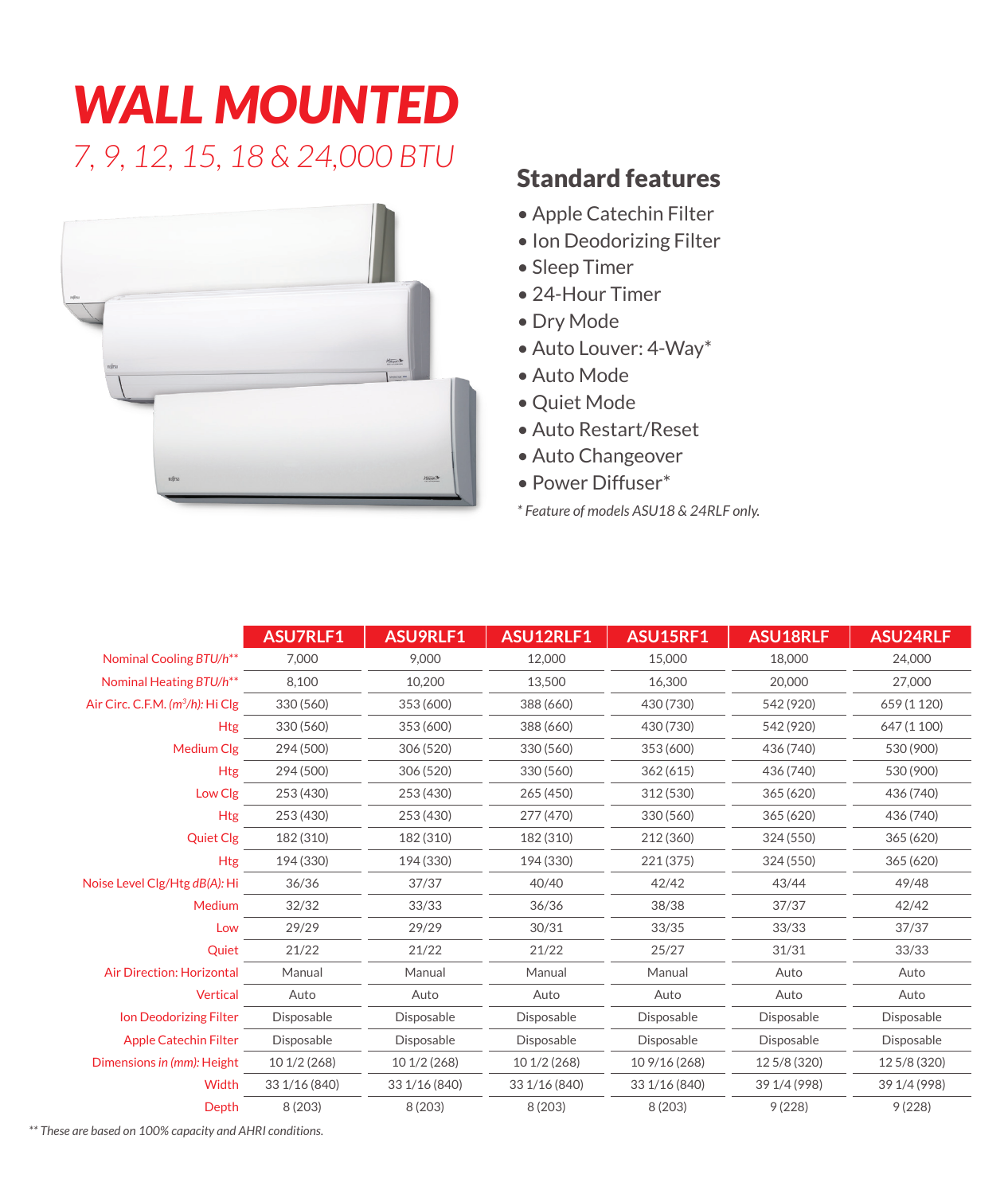# WALL MOUNTED

*7, 9, 12, 15, 18 & 24,000 BTU*

## Standard features

- Apple Catechin Filter
- Ion Deodorizing Filter
- Sleep Timer
- 24-Hour Timer
- Dry Mode
- Auto Louver: 4-Way*
- Auto Mode
- Quiet Mode
- Auto Restart/Reset
- Auto Changeover
- Power Diffuser*

*\* Feature of models ASU18 & 24RLF only.*

| | ASU7RLF1 | ASU9RLF1 | ASU12RLF1 | ASU15RF1 | ASU18RLF | ASU24RLF |
|---|---|---|---|---|---|---|
| Nominal Cooling *BTU/h*** | 7,000 | 9,000 | 12,000 | 15,000 | 18,000 | 24,000 |
| Nominal Heating *BTU/h*** | 8,100 | 10,200 | 13,500 | 16,300 | 20,000 | 27,000 |
| Air Circ. C.F.M. *($m^3$/h)*: Hi Clg | 330 (560) | 353 (600) | 388 (660) | 430 (730) | 542 (920) | 659 (1 120) |
| Htg | 330 (560) | 353 (600) | 388 (660) | 430 (730) | 542 (920) | 647 (1 100) |
| Medium Clg | 294 (500) | 306 (520) | 330 (560) | 353 (600) | 436 (740) | 530 (900) |
| Htg | 294 (500) | 306 (520) | 330 (560) | 362 (615) | 436 (740) | 530 (900) |
| Low Clg | 253 (430) | 253 (430) | 265 (450) | 312 (530) | 365 (620) | 436 (740) |
| Htg | 253 (430) | 253 (430) | 277 (470) | 330 (560) | 365 (620) | 436 (740) |
| Quiet Clg | 182 (310) | 182 (310) | 182 (310) | 212 (360) | 324 (550) | 365 (620) |
| Htg | 194 (330) | 194 (330) | 194 (330) | 221 (375) | 324 (550) | 365 (620) |
| Noise Level Clg/Htg *dB(A)*: Hi | 36/36 | 37/37 | 40/40 | 42/42 | 43/44 | 49/48 |
| Medium | 32/32 | 33/33 | 36/36 | 38/38 | 37/37 | 42/42 |
| Low | 29/29 | 29/29 | 30/31 | 33/35 | 33/33 | 37/37 |
| Quiet | 21/22 | 21/22 | 21/22 | 25/27 | 31/31 | 33/33 |
| Air Direction: Horizontal | Manual | Manual | Manual | Manual | Auto | Auto |
| Vertical | Auto | Auto | Auto | Auto | Auto | Auto |
| Ion Deodorizing Filter | Disposable | Disposable | Disposable | Disposable | Disposable | Disposable |
| Apple Catechin Filter | Disposable | Disposable | Disposable | Disposable | Disposable | Disposable |
| Dimensions *in (mm)*: Height | 10 1/2 (268) | 10 1/2 (268) | 10 1/2 (268) | 10 9/16 (268) | 12 5/8 (320) | 12 5/8 (320) |
| Width | 33 1/16 (840) | 33 1/16 (840) | 33 1/16 (840) | 33 1/16 (840) | 39 1/4 (998) | 39 1/4 (998) |
| Depth | 8 (203) | 8 (203) | 8 (203) | 8 (203) | 9 (228) | 9 (228) |

*\*\* These are based on 100% capacity and AHRI conditions.*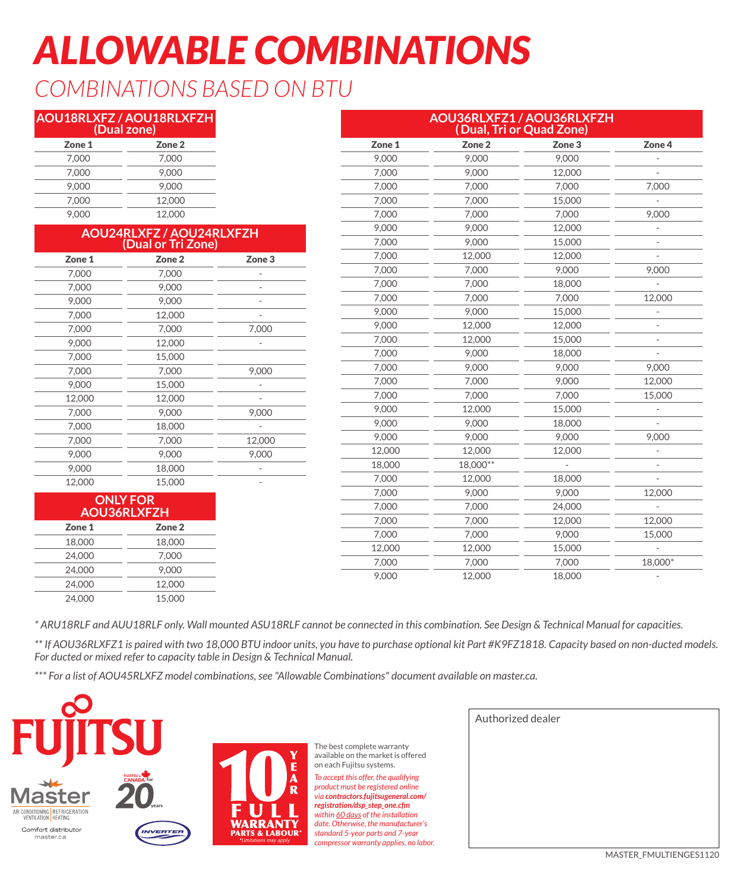# ALLOWABLE COMBINATIONS

## COMBINATIONS BASED ON BTU

### AOU18RLXFZ / AOU18RLXFZH (Dual zone)

| Zone 1 | Zone 2 |
|---|---|
| 7,000 | 7,000 |
| 7,000 | 9,000 |
| 9,000 | 9,000 |
| 7,000 | 12,000 |
| 9,000 | 12,000 |

### AOU24RLXFZ / AOU24RLXFZH (Dual or Tri Zone)

| Zone 1 | Zone 2 | Zone 3 |
|---|---|---|
| 7,000 | 7,000 | - |
| 7,000 | 9,000 | - |
| 9,000 | 9,000 | - |
| 7,000 | 12,000 | - |
| 7,000 | 7,000 | 7,000 |
| 9,000 | 12,000 | - |
| 7,000 | 15,000 | |
| 7,000 | 7,000 | 9,000 |
| 9,000 | 15,000 | - |
| 12,000 | 12,000 | - |
| 7,000 | 9,000 | 9,000 |
| 7,000 | 18,000 | - |
| 7,000 | 7,000 | 12,000 |
| 9,000 | 9,000 | 9,000 |
| 9,000 | 18,000 | - |
| 12,000 | 15,000 | - |

### ONLY FOR AOU36RLXFZH

| Zone 1 | Zone 2 |
|---|---|
| 18,000 | 18,000 |
| 24,000 | 7,000 |
| 24,000 | 9,000 |
| 24,000 | 12,000 |
| 24,000 | 15,000 |

### AOU36RLXFZ1 / AOU36RLXFZH (Dual, Tri or Quad Zone)

| Zone 1 | Zone 2 | Zone 3 | Zone 4 |
|---|---|---|---|
| 9,000 | 9,000 | 9,000 | - |
| 7,000 | 9,000 | 12,000 | - |
| 7,000 | 7,000 | 7,000 | 7,000 |
| 7,000 | 7,000 | 15,000 | - |
| 7,000 | 7,000 | 7,000 | 9,000 |
| 9,000 | 9,000 | 12,000 | - |
| 7,000 | 9,000 | 15,000 | - |
| 7,000 | 12,000 | 12,000 | - |
| 7,000 | 7,000 | 9,000 | 9,000 |
| 7,000 | 7,000 | 18,000 | - |
| 7,000 | 7,000 | 7,000 | 12,000 |
| 9,000 | 9,000 | 15,000 | - |
| 9,000 | 12,000 | 12,000 | - |
| 7,000 | 12,000 | 15,000 | - |
| 7,000 | 9,000 | 18,000 | - |
| 7,000 | 9,000 | 9,000 | 9,000 |
| 7,000 | 7,000 | 9,000 | 12,000 |
| 7,000 | 7,000 | 7,000 | 15,000 |
| 9,000 | 12,000 | 15,000 | - |
| 9,000 | 9,000 | 18,000 | - |
| 9,000 | 9,000 | 9,000 | 9,000 |
| 12,000 | 12,000 | 12,000 | - |
| 18,000 | 18,000** | - | - |
| 7,000 | 12,000 | 18,000 | - |
| 7,000 | 9,000 | 9,000 | 12,000 |
| 7,000 | 7,000 | 24,000 | - |
| 7,000 | 7,000 | 12,000 | 12,000 |
| 7,000 | 7,000 | 9,000 | 15,000 |
| 12,000 | 12,000 | 15,000 | - |
| 7,000 | 7,000 | 7,000 | 18,000* |
| 9,000 | 12,000 | 18,000 | - |

*\* ARU18RLF and AUU18RLF only. Wall mounted ASU18RLF cannot be connected in this combination. See Design & Technical Manual for capacities.*

*\*\* If AOU36RLXFZ1 is paired with two 18,000 BTU indoor units, you have to purchase optional kit Part #K9FZ1818. Capacity based on non-ducted models. For ducted or mixed refer to capacity table in Design & Technical Manual.*

*\*\*\* For a list of AOU45RLXFZ model combinations, see "Allowable Combinations" document available on master.ca.*

FUJITSU

Master — AIR CONDITIONING | REFRIGERATION, VENTILATION | HEATING — Comfort distributor — master.ca

FUJITSU in CANADA for 20 years

INVERTER

10 YEAR FULL WARRANTY PARTS & LABOUR* — *Limitations may apply

The best complete warranty available on the market is offered on each Fujitsu systems.

*To accept this offer, the qualifying product must be registered online via **contractors.fujitsugeneral.com/registration/dsp_step_one.cfm** within 60 days of the installation date. Otherwise, the manufacturer's standard 5-year parts and 7-year compressor warranty applies, no labor.*

Authorized dealer

MASTER_FMULTIENGES1120